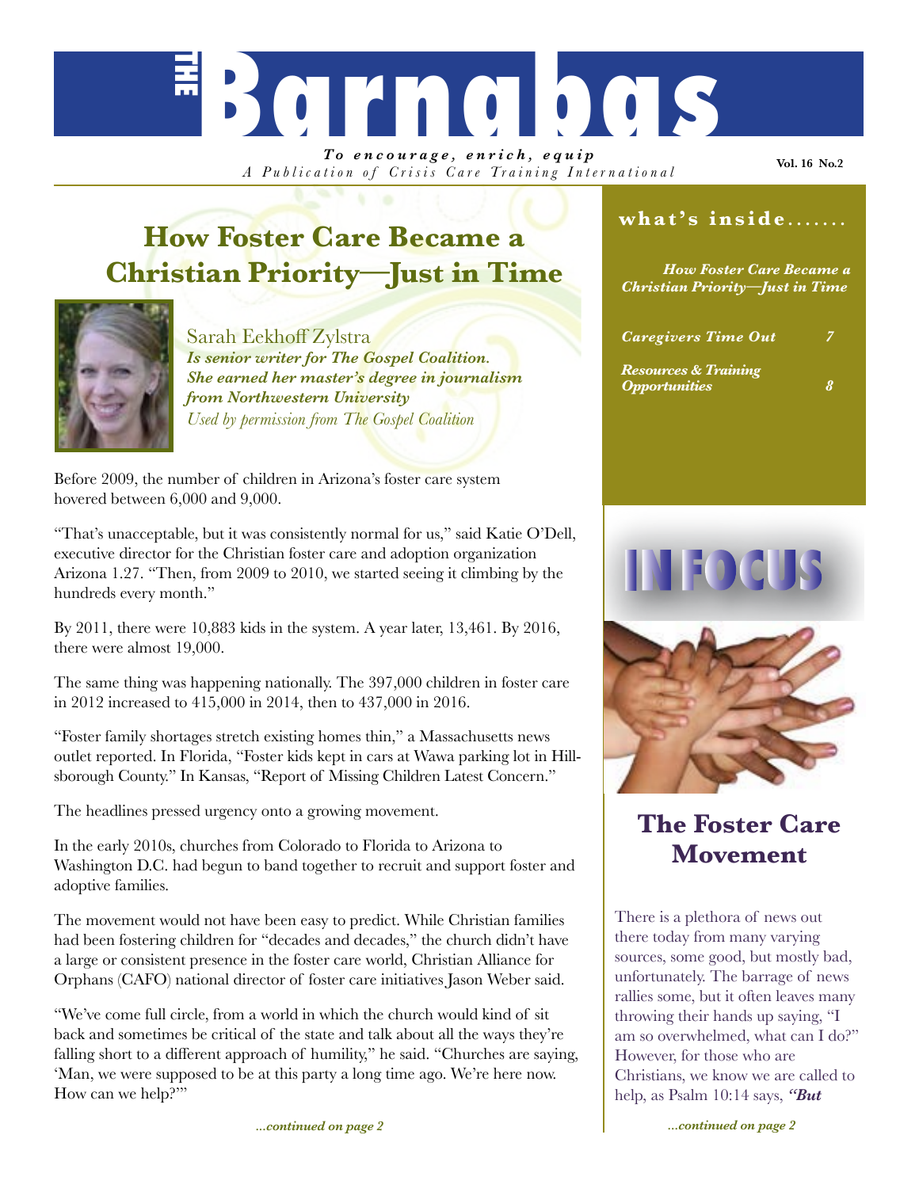# THE Barnabas

***To encourage, enrich, equip***

*A Publication of Crisis Care Training International*

Vol. 16 No.2

## How Foster Care Became a Christian Priority—Just in Time

Sarah Eekhoff Zylstra
***Is senior writer for The Gospel Coalition. She earned her master's degree in journalism from Northwestern University***
*Used by permission from The Gospel Coalition*

Before 2009, the number of children in Arizona's foster care system hovered between 6,000 and 9,000.

"That's unacceptable, but it was consistently normal for us," said Katie O'Dell, executive director for the Christian foster care and adoption organization Arizona 1.27. "Then, from 2009 to 2010, we started seeing it climbing by the hundreds every month."

By 2011, there were 10,883 kids in the system. A year later, 13,461. By 2016, there were almost 19,000.

The same thing was happening nationally. The 397,000 children in foster care in 2012 increased to 415,000 in 2014, then to 437,000 in 2016.

"Foster family shortages stretch existing homes thin," a Massachusetts news outlet reported. In Florida, "Foster kids kept in cars at Wawa parking lot in Hillsborough County." In Kansas, "Report of Missing Children Latest Concern."

The headlines pressed urgency onto a growing movement.

In the early 2010s, churches from Colorado to Florida to Arizona to Washington D.C. had begun to band together to recruit and support foster and adoptive families.

The movement would not have been easy to predict. While Christian families had been fostering children for "decades and decades," the church didn't have a large or consistent presence in the foster care world, Christian Alliance for Orphans (CAFO) national director of foster care initiatives Jason Weber said.

"We've come full circle, from a world in which the church would kind of sit back and sometimes be critical of the state and talk about all the ways they're falling short to a different approach of humility," he said. "Churches are saying, 'Man, we were supposed to be at this party a long time ago. We're here now. How can we help?'"

*...continued on page 2*

### what's inside.......

| | |
|---|---|
| ***How Foster Care Became a Christian Priority—Just in Time*** | |
| ***Caregivers Time Out*** | ***7*** |
| ***Resources & Training Opportunities*** | ***8*** |

## IN FOCUS

### The Foster Care Movement

There is a plethora of news out there today from many varying sources, some good, but mostly bad, unfortunately. The barrage of news rallies some, but it often leaves many throwing their hands up saying, "I am so overwhelmed, what can I do?" However, for those who are Christians, we know we are called to help, as Psalm 10:14 says, ***"But***

*...continued on page 2*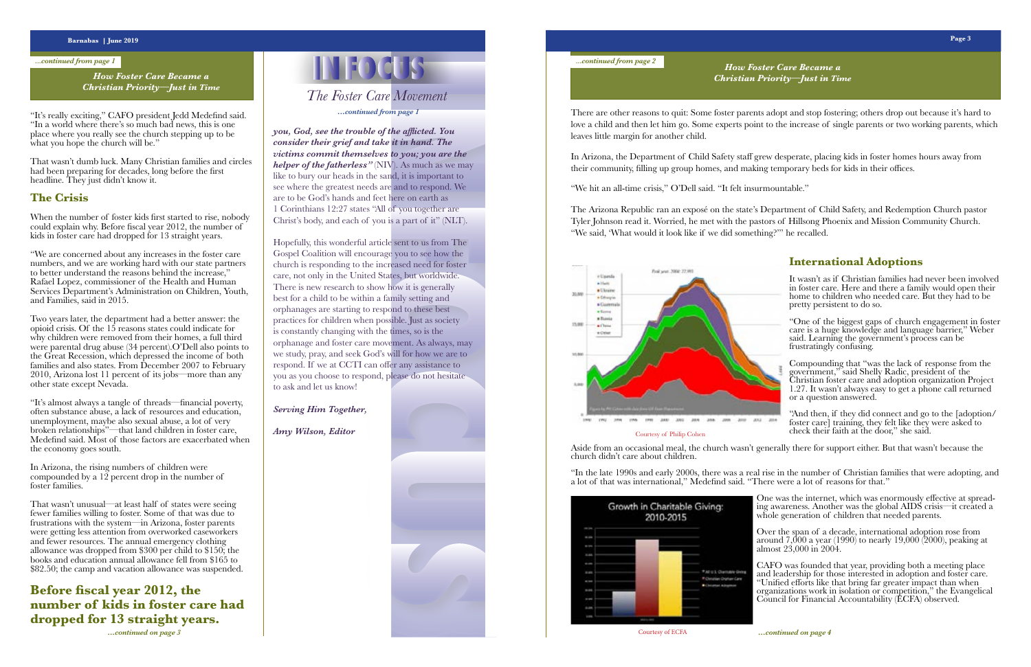*...continued from page 1*

***How Foster Care Became a Christian Priority—Just in Time***

"It's really exciting," CAFO president Jedd Medefind said. "In a world where there's so much bad news, this is one place where you really see the church stepping up to be what you hope the church will be."

That wasn't dumb luck. Many Christian families and circles had been preparing for decades, long before the first headline. They just didn't know it.

## The Crisis

When the number of foster kids first started to rise, nobody could explain why. Before fiscal year 2012, the number of kids in foster care had dropped for 13 straight years.

"We are concerned about any increases in the foster care numbers, and we are working hard with our state partners to better understand the reasons behind the increase," Rafael Lopez, commissioner of the Health and Human Services Department's Administration on Children, Youth, and Families, said in 2015.

Two years later, the department had a better answer: the opioid crisis. Of the 15 reasons states could indicate for why children were removed from their homes, a full third were parental drug abuse (34 percent).O'Dell also points to the Great Recession, which depressed the income of both families and also states. From December 2007 to February 2010, Arizona lost 11 percent of its jobs—more than any other state except Nevada.

"It's almost always a tangle of threads—financial poverty, often substance abuse, a lack of resources and education, unemployment, maybe also sexual abuse, a lot of very broken relationships"—that land children in foster care, Medefind said. Most of those factors are exacerbated when the economy goes south.

In Arizona, the rising numbers of children were compounded by a 12 percent drop in the number of foster families.

That wasn't unusual—at least half of states were seeing fewer families willing to foster. Some of that was due to frustrations with the system—in Arizona, foster parents were getting less attention from overworked caseworkers and fewer resources. The annual emergency clothing allowance was dropped from $300 per child to $150; the books and education annual allowance fell from $165 to $82.50; the camp and vacation allowance was suspended.

## Before fiscal year 2012, the number of kids in foster care had dropped for 13 straight years.

*...continued on page 3*

# IN FOCUS

## The Foster Care Movement

*...continued from page 1*

***you, God, see the trouble of the afflicted. You consider their grief and take it in hand. The victims commit themselves to you; you are the helper of the fatherless"*** (NIV). As much as we may like to bury our heads in the sand, it is important to see where the greatest needs are and to respond. We are to be God's hands and feet here on earth as 1 Corinthians 12:27 states "All of you together are Christ's body, and each of you is a part of it" (NLT).

Hopefully, this wonderful article sent to us from The Gospel Coalition will encourage you to see how the church is responding to the increased need for foster care, not only in the United States, but worldwide. There is new research to show how it is generally best for a child to be within a family setting and orphanages are starting to respond to these best practices for children when possible. Just as society is constantly changing with the times, so is the orphanage and foster care movement. As always, may we study, pray, and seek God's will for how we are to respond. If we at CCTI can offer any assistance to you as you choose to respond, please do not hesitate to ask and let us know!

***Serving Him Together,***

***Amy Wilson, Editor***

*...continued from page 2*

***How Foster Care Became a Christian Priority—Just in Time***

There are other reasons to quit: Some foster parents adopt and stop fostering; others drop out because it's hard to love a child and then let him go. Some experts point to the increase of single parents or two working parents, which leaves little margin for another child.

In Arizona, the Department of Child Safety staff grew desperate, placing kids in foster homes hours away from their community, filling up group homes, and making temporary beds for kids in their offices.

"We hit an all-time crisis," O'Dell said. "It felt insurmountable."

The Arizona Republic ran an exposé on the state's Department of Child Safety, and Redemption Church pastor Tyler Johnson read it. Worried, he met with the pastors of Hillsong Phoenix and Mission Community Church. "We said, 'What would it look like if we did something?'" he recalled.

Courtesy of Philip Cohen

## International Adoptions

It wasn't as if Christian families had never been involved in foster care. Here and there a family would open their home to children who needed care. But they had to be pretty persistent to do so.

"One of the biggest gaps of church engagement in foster care is a huge knowledge and language barrier," Weber said. Learning the government's process can be frustratingly confusing.

Compounding that "was the lack of response from the government," said Shelly Radic, president of the Christian foster care and adoption organization Project 1.27. It wasn't always easy to get a phone call returned or a question answered.

"And then, if they did connect and go to the [adoption/foster care] training, they felt like they were asked to check their faith at the door," she said.

Aside from an occasional meal, the church wasn't generally there for support either. But that wasn't because the church didn't care about children.

"In the late 1990s and early 2000s, there was a real rise in the number of Christian families that were adopting, and a lot of that was international," Medefind said. "There were a lot of reasons for that."

Courtesy of ECFA

One was the internet, which was enormously effective at spreading awareness. Another was the global AIDS crisis—it created a whole generation of children that needed parents.

Over the span of a decade, international adoption rose from around 7,000 a year (1990) to nearly 19,000 (2000), peaking at almost 23,000 in 2004.

CAFO was founded that year, providing both a meeting place and leadership for those interested in adoption and foster care. "Unified efforts like that bring far greater impact than when organizations work in isolation or competition," the Evangelical Council for Financial Accountability (ECFA) observed.

*...continued on page 4*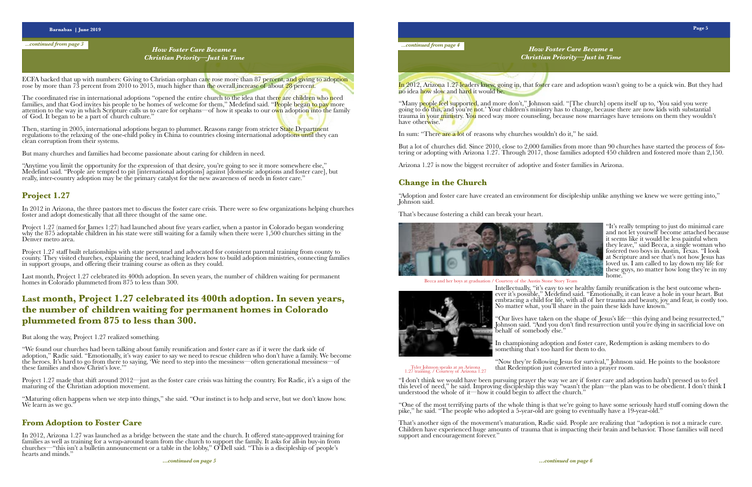*...continued from page 3*

*How Foster Care Became a Christian Priority—Just in Time*

ECFA backed that up with numbers: Giving to Christian orphan care rose more than 87 percent, and giving to adoption rose by more than 73 percent from 2010 to 2015, much higher than the overall increase of about 28 percent.

The coordinated rise in international adoptions "opened the entire church to the idea that there are children who need families, and that God invites his people to be homes of welcome for them," Medefind said. "People began to pay more attention to the way in which Scripture calls us to care for orphans—of how it speaks to our own adoption into the family of God. It began to be a part of church culture."

Then, starting in 2005, international adoptions began to plummet. Reasons range from stricter State Department regulations to the relaxing of the one-child policy in China to countries closing international adoptions until they can clean corruption from their systems.

But many churches and families had become passionate about caring for children in need.

"Anytime you limit the opportunity for the expression of that desire, you're going to see it more somewhere else," Medefind said. "People are tempted to pit [international adoptions] against [domestic adoptions and foster care], but really, inter-country adoption may be the primary catalyst for the new awareness of needs in foster care."

## Project 1.27

In 2012 in Arizona, the three pastors met to discuss the foster care crisis. There were so few organizations helping churches foster and adopt domestically that all three thought of the same one.

Project 1.27 (named for James 1:27) had launched about five years earlier, when a pastor in Colorado began wondering why the 875 adoptable children in his state were still waiting for a family when there were 1,500 churches sitting in the Denver metro area.

Project 1.27 staff built relationships with state personnel and advocated for consistent parental training from county to county. They visited churches, explaining the need, teaching leaders how to build adoption ministries, connecting families in support groups, and offering their training course as often as they could.

Last month, Project 1.27 celebrated its 400th adoption. In seven years, the number of children waiting for permanent homes in Colorado plummeted from 875 to less than 300.

## Last month, Project 1.27 celebrated its 400th adoption. In seven years, the number of children waiting for permanent homes in Colorado plummeted from 875 to less than 300.

But along the way, Project 1.27 realized something.

"We found our churches had been talking about family reunification and foster care as if it were the dark side of adoption," Radic said. "Emotionally, it's way easier to say we need to rescue children who don't have a family. We become the heroes. It's hard to go from there to saying, 'We need to step into the messiness—often generational messiness—of these families and show Christ's love.'"

Project 1.27 made that shift around 2012—just as the foster care crisis was hitting the country. For Radic, it's a sign of the maturing of the Christian adoption movement.

"Maturing often happens when we step into things," she said. "Our instinct is to help and serve, but we don't know how. We learn as we go."

## From Adoption to Foster Care

In 2012, Arizona 1.27 was launched as a bridge between the state and the church. It offered state-approved training for families as well as training for a wrap-around team from the church to support the family. It asks for all-in buy-in from churches—"this isn't a bulletin announcement or a table in the lobby," O'Dell said. "This is a discipleship of people's hearts and minds."

*...continued on page 5*

*...continued from page 4*

*How Foster Care Became a Christian Priority—Just in Time*

In 2012, Arizona 1.27 leaders knew, going in, that foster care and adoption wasn't going to be a quick win. But they had no idea how slow and hard it would be.

"Many people feel supported, and more don't," Johnson said. "[The church] opens itself up to, 'You said you were going to do this, and you're not.' Your children's ministry has to change, because there are now kids with substantial trauma in your ministry. You need way more counseling, because now marriages have tensions on them they wouldn't have otherwise."

In sum: "There are a lot of reasons why churches wouldn't do it," he said.

But a lot of churches did. Since 2010, close to 2,000 families from more than 90 churches have started the process of fostering or adopting with Arizona 1.27. Through 2017, those families adopted 450 children and fostered more than 2,150.

Arizona 1.27 is now the biggest recruiter of adoptive and foster families in Arizona.

## Change in the Church

"Adoption and foster care have created an environment for discipleship unlike anything we knew we were getting into," Johnson said.

That's because fostering a child can break your heart.

"It's really tempting to just do minimal care and not let yourself become attached because it seems like it would be less painful when they leave," said Becca, a single woman who fostered two boys in Austin, Texas. "I look at Scripture and see that's not how Jesus has loved us. I am called to lay down my life for these guys, no matter how long they're in my home."

Becca and her boys at graduation / Courtesy of the Austin Stone Story Team

Intellectually, "it's easy to see healthy family reunification is the best outcome whenever it's possible," Medefind said. "Emotionally, it can leave a hole in your heart. But embracing a child for life, with all of her trauma and beauty, joy and fear, is costly too. No matter what, you'll share in the pain these kids have known."

"Our lives have taken on the shape of Jesus's life—this dying and being resurrected," Johnson said. "And you don't find resurrection until you're dying in sacrificial love on behalf of somebody else."

In championing adoption and foster care, Redemption is asking members to do something that's too hard for them to do.

"Now they're following Jesus for survival," Johnson said. He points to the bookstore that Redemption just converted into a prayer room.

Tyler Johnson speaks at an Arizona 1.27 training. / Courtesy of Arizona 1.27

"I don't think we would have been pursuing prayer the way we are if foster care and adoption hadn't pressed us to feel this level of need," he said. Improving discipleship this way "wasn't the plan—the plan was to be obedient. I don't think I understood the whole of it—how it could begin to affect the church."

"One of the most terrifying parts of the whole thing is that we're going to have some seriously hard stuff coming down the pike," he said. "The people who adopted a 5-year-old are going to eventually have a 19-year-old."

That's another sign of the movement's maturation, Radic said. People are realizing that "adoption is not a miracle cure. Children have experienced huge amounts of trauma that is impacting their brain and behavior. Those families will need support and encouragement forever."

*...continued on page 6*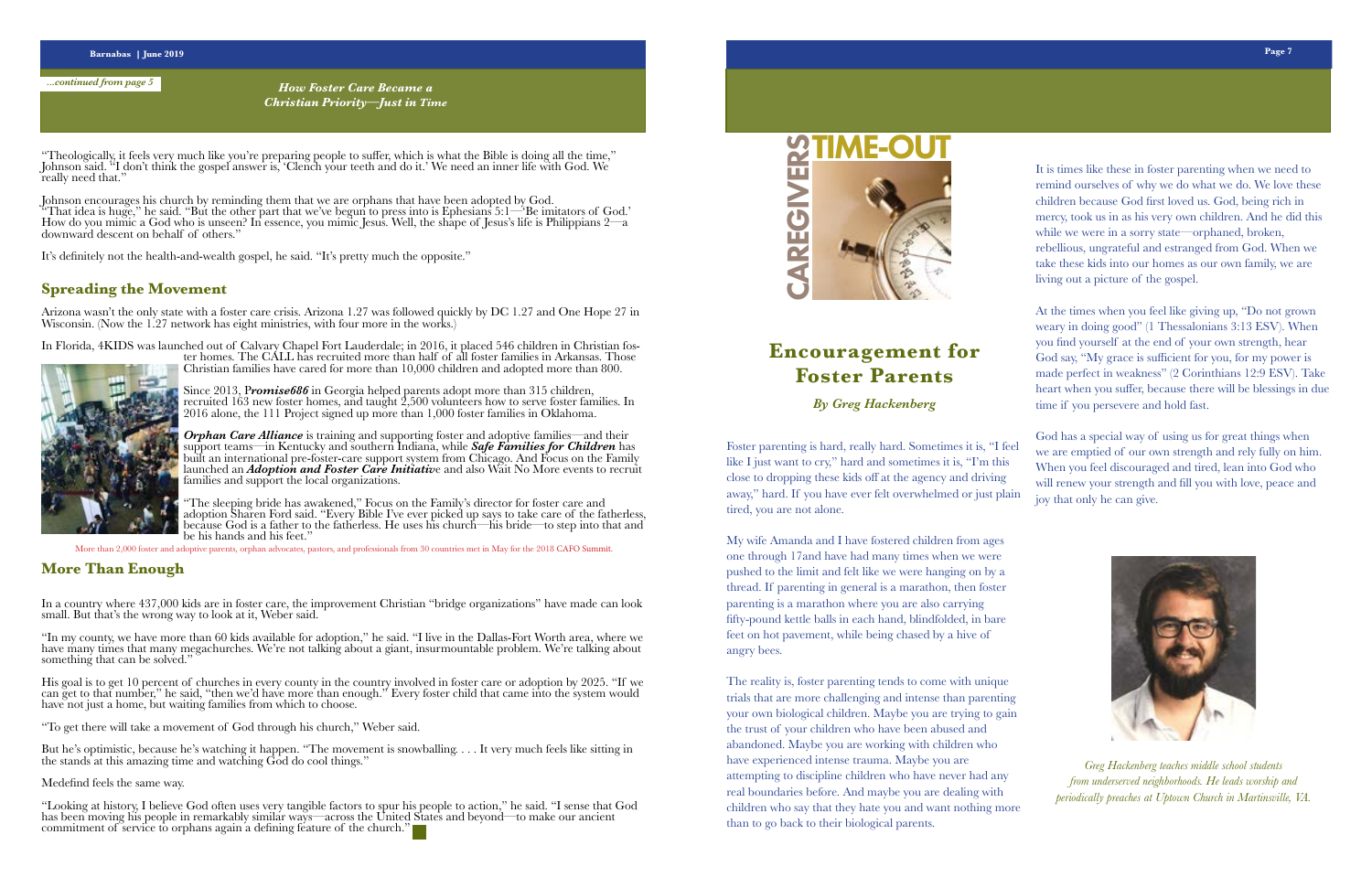*...continued from page 5*

***How Foster Care Became a Christian Priority—Just in Time***

"Theologically, it feels very much like you're preparing people to suffer, which is what the Bible is doing all the time," Johnson said. "I don't think the gospel answer is, 'Clench your teeth and do it.' We need an inner life with God. We really need that."

Johnson encourages his church by reminding them that we are orphans that have been adopted by God. "That idea is huge," he said. "But the other part that we've begun to press into is Ephesians 5:1—'Be imitators of God.' How do you mimic a God who is unseen? In essence, you mimic Jesus. Well, the shape of Jesus's life is Philippians 2—a downward descent on behalf of others."

It's definitely not the health-and-wealth gospel, he said. "It's pretty much the opposite."

## Spreading the Movement

Arizona wasn't the only state with a foster care crisis. Arizona 1.27 was followed quickly by DC 1.27 and One Hope 27 in Wisconsin. (Now the 1.27 network has eight ministries, with four more in the works.)

In Florida, 4KIDS was launched out of Calvary Chapel Fort Lauderdale; in 2016, it placed 546 children in Christian foster homes. The CALL has recruited more than half of all foster families in Arkansas. Those Christian families have cared for more than 10,000 children and adopted more than 800.

Since 2013, ***Promise686*** in Georgia helped parents adopt more than 315 children, recruited 163 new foster homes, and taught 2,500 volunteers how to serve foster families. In 2016 alone, the 111 Project signed up more than 1,000 foster families in Oklahoma.

***Orphan Care Alliance*** is training and supporting foster and adoptive families—and their support teams—in Kentucky and southern Indiana, while ***Safe Families for Children*** has built an international pre-foster-care support system from Chicago. And Focus on the Family launched an ***Adoption and Foster Care Initiativ***e and also Wait No More events to recruit families and support the local organizations.

"The sleeping bride has awakened," Focus on the Family's director for foster care and adoption Sharen Ford said. "Every Bible I've ever picked up says to take care of the fatherless, because God is a father to the fatherless. He uses his church—his bride—to step into that and be his hands and his feet."

More than 2,000 foster and adoptive parents, orphan advocates, pastors, and professionals from 30 countries met in May for the 2018 CAFO Summit.

## More Than Enough

In a country where 437,000 kids are in foster care, the improvement Christian "bridge organizations" have made can look small. But that's the wrong way to look at it, Weber said.

"In my county, we have more than 60 kids available for adoption," he said. "I live in the Dallas-Fort Worth area, where we have many times that many megachurches. We're not talking about a giant, insurmountable problem. We're talking about something that can be solved."

His goal is to get 10 percent of churches in every county in the country involved in foster care or adoption by 2025. "If we can get to that number," he said, "then we'd have more than enough." Every foster child that came into the system would have not just a home, but waiting families from which to choose.

"To get there will take a movement of God through his church," Weber said.

But he's optimistic, because he's watching it happen. "The movement is snowballing. . . . It very much feels like sitting in the stands at this amazing time and watching God do cool things."

Medefind feels the same way.

"Looking at history, I believe God often uses very tangible factors to spur his people to action," he said. "I sense that God has been moving his people in remarkably similar ways—across the United States and beyond—to make our ancient commitment of service to orphans again a defining feature of the church."

CAREGIVERS TIME-OUT

# Encouragement for Foster Parents

***By Greg Hackenberg***

Foster parenting is hard, really hard. Sometimes it is, "I feel like I just want to cry," hard and sometimes it is, "I'm this close to dropping these kids off at the agency and driving away," hard. If you have ever felt overwhelmed or just plain tired, you are not alone.

My wife Amanda and I have fostered children from ages one through 17and have had many times when we were pushed to the limit and felt like we were hanging on by a thread. If parenting in general is a marathon, then foster parenting is a marathon where you are also carrying fifty-pound kettle balls in each hand, blindfolded, in bare feet on hot pavement, while being chased by a hive of angry bees.

The reality is, foster parenting tends to come with unique trials that are more challenging and intense than parenting your own biological children. Maybe you are trying to gain the trust of your children who have been abused and abandoned. Maybe you are working with children who have experienced intense trauma. Maybe you are attempting to discipline children who have never had any real boundaries before. And maybe you are dealing with children who say that they hate you and want nothing more than to go back to their biological parents.

It is times like these in foster parenting when we need to remind ourselves of why we do what we do. We love these children because God first loved us. God, being rich in mercy, took us in as his very own children. And he did this while we were in a sorry state—orphaned, broken, rebellious, ungrateful and estranged from God. When we take these kids into our homes as our own family, we are living out a picture of the gospel.

At the times when you feel like giving up, "Do not grown weary in doing good" (1 Thessalonians 3:13 ESV). When you find yourself at the end of your own strength, hear God say, "My grace is sufficient for you, for my power is made perfect in weakness" (2 Corinthians 12:9 ESV). Take heart when you suffer, because there will be blessings in due time if you persevere and hold fast.

God has a special way of using us for great things when we are emptied of our own strength and rely fully on him. When you feel discouraged and tired, lean into God who will renew your strength and fill you with love, peace and joy that only he can give.

*Greg Hackenberg teaches middle school students from underserved neighborhoods. He leads worship and periodically preaches at Uptown Church in Martinsville, VA.*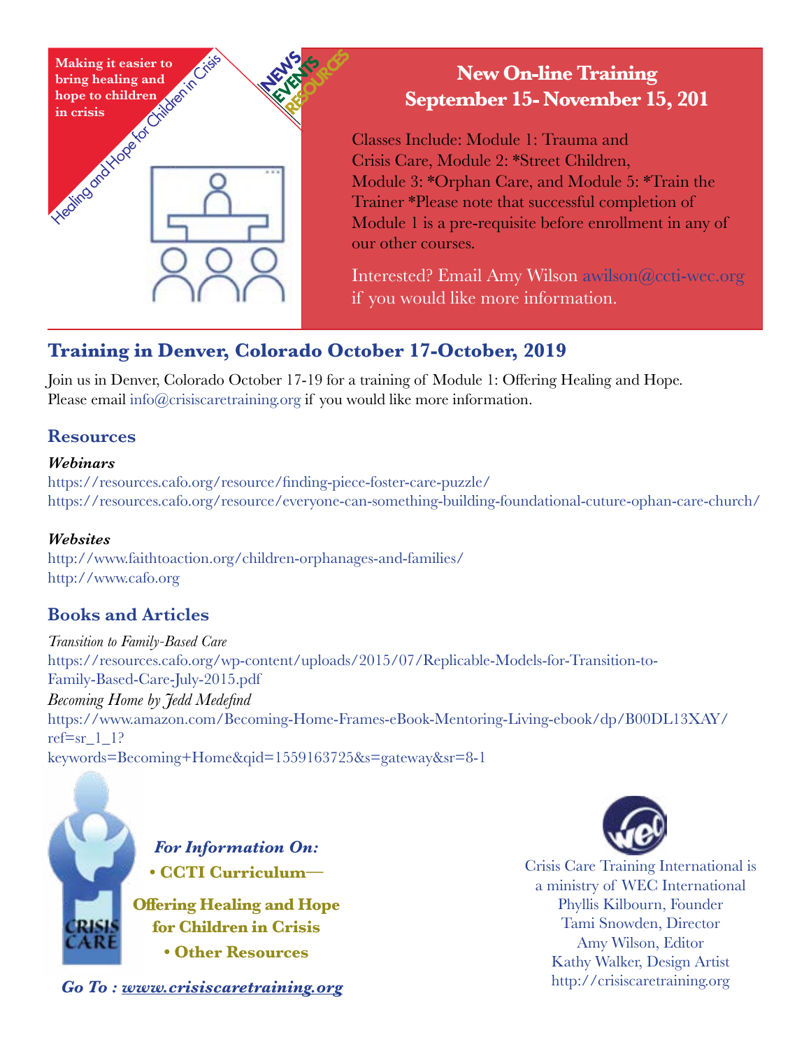Making it easier to bring healing and hope to children in crisis

Healing and Hope for Children in Crisis

NEWS EVENTS RESOURCES

## New On-line Training September 15- November 15, 201

Classes Include: Module 1: Trauma and Crisis Care, Module 2: *Street Children, Module 3: *Orphan Care, and Module 5: *Train the Trainer *Please note that successful completion of Module 1 is a pre-requisite before enrollment in any of our other courses.

Interested? Email Amy Wilson awilson@ccti-wec.org if you would like more information.

## Training in Denver, Colorado October 17-October, 2019

Join us in Denver, Colorado October 17-19 for a training of Module 1: Offering Healing and Hope. Please email info@crisiscaretraining.org if you would like more information.

### Resources

***Webinars***

https://resources.cafo.org/resource/finding-piece-foster-care-puzzle/
https://resources.cafo.org/resource/everyone-can-something-building-foundational-cuture-ophan-care-church/

***Websites***

http://www.faithtoaction.org/children-orphanages-and-families/
http://www.cafo.org

### Books and Articles

*Transition to Family-Based Care*
https://resources.cafo.org/wp-content/uploads/2015/07/Replicable-Models-for-Transition-to-Family-Based-Care-July-2015.pdf
*Becoming Home by Jedd Medefind*
https://www.amazon.com/Becoming-Home-Frames-eBook-Mentoring-Living-ebook/dp/B00DL13XAY/ref=sr_1_1?keywords=Becoming+Home&qid=1559163725&s=gateway&sr=8-1

CRISIS CARE

***For Information On:***

**• CCTI Curriculum—**

**Offering Healing and Hope for Children in Crisis**

**• Other Resources**

***Go To : www.crisiscaretraining.org***

Crisis Care Training International is a ministry of WEC International
Phyllis Kilbourn, Founder
Tami Snowden, Director
Amy Wilson, Editor
Kathy Walker, Design Artist
http://crisiscaretraining.org